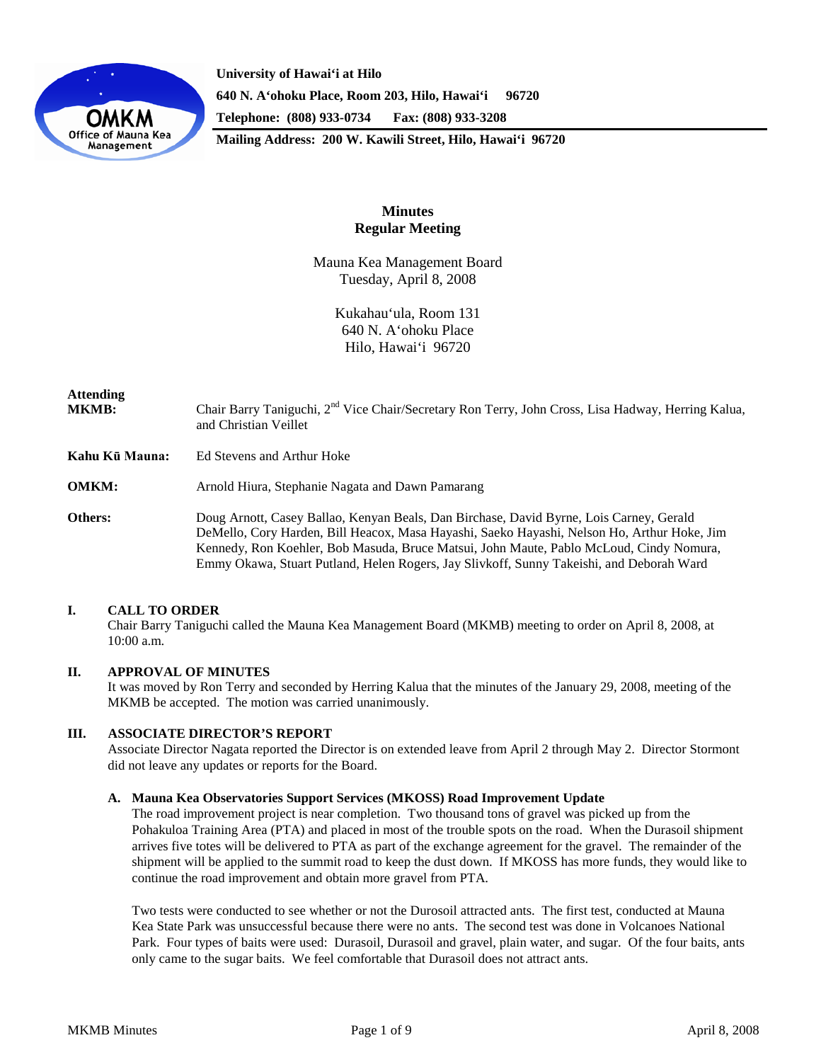University of Hawai'i at Hilo
640 N. A'ohoku Place, Room 203, Hilo, Hawai'i 96720
Telephone: (808) 933-0734 Fax: (808) 933-3208
Mailing Address: 200 W. Kawili Street, Hilo, Hawai'i 96720

**Minutes**
**Regular Meeting**

Mauna Kea Management Board
Tuesday, April 8, 2008

Kukahau'ula, Room 131
640 N. A'ohoku Place
Hilo, Hawai'i 96720

**Attending**

**MKMB:** Chair Barry Taniguchi, 2nd Vice Chair/Secretary Ron Terry, John Cross, Lisa Hadway, Herring Kalua, and Christian Veillet

**Kahu Kū Mauna:** Ed Stevens and Arthur Hoke

**OMKM:** Arnold Hiura, Stephanie Nagata and Dawn Pamarang

**Others:** Doug Arnott, Casey Ballao, Kenyan Beals, Dan Birchase, David Byrne, Lois Carney, Gerald DeMello, Cory Harden, Bill Heacox, Masa Hayashi, Saeko Hayashi, Nelson Ho, Arthur Hoke, Jim Kennedy, Ron Koehler, Bob Masuda, Bruce Matsui, John Maute, Pablo McLoud, Cindy Nomura, Emmy Okawa, Stuart Putland, Helen Rogers, Jay Slivkoff, Sunny Takeishi, and Deborah Ward

## I. CALL TO ORDER

Chair Barry Taniguchi called the Mauna Kea Management Board (MKMB) meeting to order on April 8, 2008, at 10:00 a.m.

## II. APPROVAL OF MINUTES

It was moved by Ron Terry and seconded by Herring Kalua that the minutes of the January 29, 2008, meeting of the MKMB be accepted. The motion was carried unanimously.

## III. ASSOCIATE DIRECTOR'S REPORT

Associate Director Nagata reported the Director is on extended leave from April 2 through May 2. Director Stormont did not leave any updates or reports for the Board.

### A. Mauna Kea Observatories Support Services (MKOSS) Road Improvement Update

The road improvement project is near completion. Two thousand tons of gravel was picked up from the Pohakuloa Training Area (PTA) and placed in most of the trouble spots on the road. When the Durasoil shipment arrives five totes will be delivered to PTA as part of the exchange agreement for the gravel. The remainder of the shipment will be applied to the summit road to keep the dust down. If MKOSS has more funds, they would like to continue the road improvement and obtain more gravel from PTA.

Two tests were conducted to see whether or not the Durosoil attracted ants. The first test, conducted at Mauna Kea State Park was unsuccessful because there were no ants. The second test was done in Volcanoes National Park. Four types of baits were used: Durasoil, Durasoil and gravel, plain water, and sugar. Of the four baits, ants only came to the sugar baits. We feel comfortable that Durasoil does not attract ants.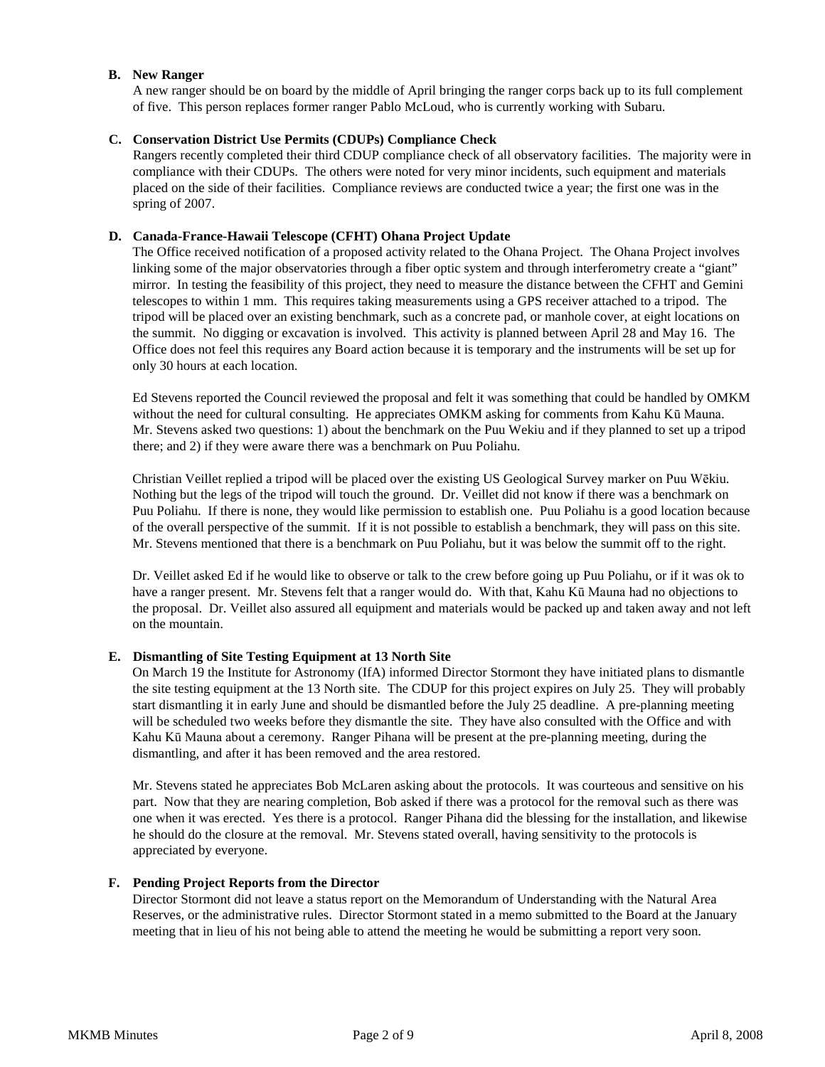### B. New Ranger

A new ranger should be on board by the middle of April bringing the ranger corps back up to its full complement of five. This person replaces former ranger Pablo McLoud, who is currently working with Subaru.

### C. Conservation District Use Permits (CDUPs) Compliance Check

Rangers recently completed their third CDUP compliance check of all observatory facilities. The majority were in compliance with their CDUPs. The others were noted for very minor incidents, such equipment and materials placed on the side of their facilities. Compliance reviews are conducted twice a year; the first one was in the spring of 2007.

### D. Canada-France-Hawaii Telescope (CFHT) Ohana Project Update

The Office received notification of a proposed activity related to the Ohana Project. The Ohana Project involves linking some of the major observatories through a fiber optic system and through interferometry create a "giant" mirror. In testing the feasibility of this project, they need to measure the distance between the CFHT and Gemini telescopes to within 1 mm. This requires taking measurements using a GPS receiver attached to a tripod. The tripod will be placed over an existing benchmark, such as a concrete pad, or manhole cover, at eight locations on the summit. No digging or excavation is involved. This activity is planned between April 28 and May 16. The Office does not feel this requires any Board action because it is temporary and the instruments will be set up for only 30 hours at each location.

Ed Stevens reported the Council reviewed the proposal and felt it was something that could be handled by OMKM without the need for cultural consulting. He appreciates OMKM asking for comments from Kahu Kū Mauna. Mr. Stevens asked two questions: 1) about the benchmark on the Puu Wekiu and if they planned to set up a tripod there; and 2) if they were aware there was a benchmark on Puu Poliahu.

Christian Veillet replied a tripod will be placed over the existing US Geological Survey marker on Puu Wēkiu. Nothing but the legs of the tripod will touch the ground. Dr. Veillet did not know if there was a benchmark on Puu Poliahu. If there is none, they would like permission to establish one. Puu Poliahu is a good location because of the overall perspective of the summit. If it is not possible to establish a benchmark, they will pass on this site. Mr. Stevens mentioned that there is a benchmark on Puu Poliahu, but it was below the summit off to the right.

Dr. Veillet asked Ed if he would like to observe or talk to the crew before going up Puu Poliahu, or if it was ok to have a ranger present. Mr. Stevens felt that a ranger would do. With that, Kahu Kū Mauna had no objections to the proposal. Dr. Veillet also assured all equipment and materials would be packed up and taken away and not left on the mountain.

### E. Dismantling of Site Testing Equipment at 13 North Site

On March 19 the Institute for Astronomy (IfA) informed Director Stormont they have initiated plans to dismantle the site testing equipment at the 13 North site. The CDUP for this project expires on July 25. They will probably start dismantling it in early June and should be dismantled before the July 25 deadline. A pre-planning meeting will be scheduled two weeks before they dismantle the site. They have also consulted with the Office and with Kahu Kū Mauna about a ceremony. Ranger Pihana will be present at the pre-planning meeting, during the dismantling, and after it has been removed and the area restored.

Mr. Stevens stated he appreciates Bob McLaren asking about the protocols. It was courteous and sensitive on his part. Now that they are nearing completion, Bob asked if there was a protocol for the removal such as there was one when it was erected. Yes there is a protocol. Ranger Pihana did the blessing for the installation, and likewise he should do the closure at the removal. Mr. Stevens stated overall, having sensitivity to the protocols is appreciated by everyone.

### F. Pending Project Reports from the Director

Director Stormont did not leave a status report on the Memorandum of Understanding with the Natural Area Reserves, or the administrative rules. Director Stormont stated in a memo submitted to the Board at the January meeting that in lieu of his not being able to attend the meeting he would be submitting a report very soon.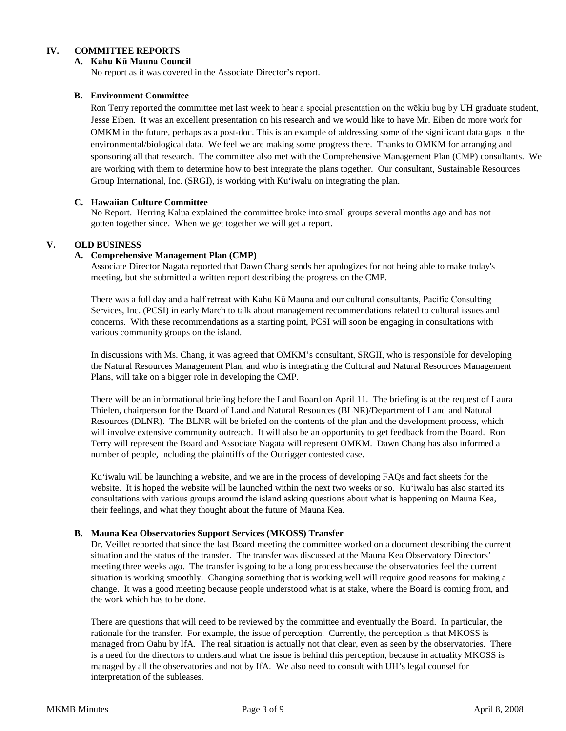## IV. COMMITTEE REPORTS

### A. Kahu Kū Mauna Council

No report as it was covered in the Associate Director's report.

### B. Environment Committee

Ron Terry reported the committee met last week to hear a special presentation on the wēkiu bug by UH graduate student, Jesse Eiben. It was an excellent presentation on his research and we would like to have Mr. Eiben do more work for OMKM in the future, perhaps as a post-doc. This is an example of addressing some of the significant data gaps in the environmental/biological data. We feel we are making some progress there. Thanks to OMKM for arranging and sponsoring all that research. The committee also met with the Comprehensive Management Plan (CMP) consultants. We are working with them to determine how to best integrate the plans together. Our consultant, Sustainable Resources Group International, Inc. (SRGI), is working with Ku'iwalu on integrating the plan.

### C. Hawaiian Culture Committee

No Report. Herring Kalua explained the committee broke into small groups several months ago and has not gotten together since. When we get together we will get a report.

## V. OLD BUSINESS

### A. Comprehensive Management Plan (CMP)

Associate Director Nagata reported that Dawn Chang sends her apologizes for not being able to make today's meeting, but she submitted a written report describing the progress on the CMP.

There was a full day and a half retreat with Kahu Kū Mauna and our cultural consultants, Pacific Consulting Services, Inc. (PCSI) in early March to talk about management recommendations related to cultural issues and concerns. With these recommendations as a starting point, PCSI will soon be engaging in consultations with various community groups on the island.

In discussions with Ms. Chang, it was agreed that OMKM's consultant, SRGII, who is responsible for developing the Natural Resources Management Plan, and who is integrating the Cultural and Natural Resources Management Plans, will take on a bigger role in developing the CMP.

There will be an informational briefing before the Land Board on April 11. The briefing is at the request of Laura Thielen, chairperson for the Board of Land and Natural Resources (BLNR)/Department of Land and Natural Resources (DLNR). The BLNR will be briefed on the contents of the plan and the development process, which will involve extensive community outreach. It will also be an opportunity to get feedback from the Board. Ron Terry will represent the Board and Associate Nagata will represent OMKM. Dawn Chang has also informed a number of people, including the plaintiffs of the Outrigger contested case.

Ku'iwalu will be launching a website, and we are in the process of developing FAQs and fact sheets for the website. It is hoped the website will be launched within the next two weeks or so. Ku'iwalu has also started its consultations with various groups around the island asking questions about what is happening on Mauna Kea, their feelings, and what they thought about the future of Mauna Kea.

### B. Mauna Kea Observatories Support Services (MKOSS) Transfer

Dr. Veillet reported that since the last Board meeting the committee worked on a document describing the current situation and the status of the transfer. The transfer was discussed at the Mauna Kea Observatory Directors' meeting three weeks ago. The transfer is going to be a long process because the observatories feel the current situation is working smoothly. Changing something that is working well will require good reasons for making a change. It was a good meeting because people understood what is at stake, where the Board is coming from, and the work which has to be done.

There are questions that will need to be reviewed by the committee and eventually the Board. In particular, the rationale for the transfer. For example, the issue of perception. Currently, the perception is that MKOSS is managed from Oahu by IfA. The real situation is actually not that clear, even as seen by the observatories. There is a need for the directors to understand what the issue is behind this perception, because in actuality MKOSS is managed by all the observatories and not by IfA. We also need to consult with UH's legal counsel for interpretation of the subleases.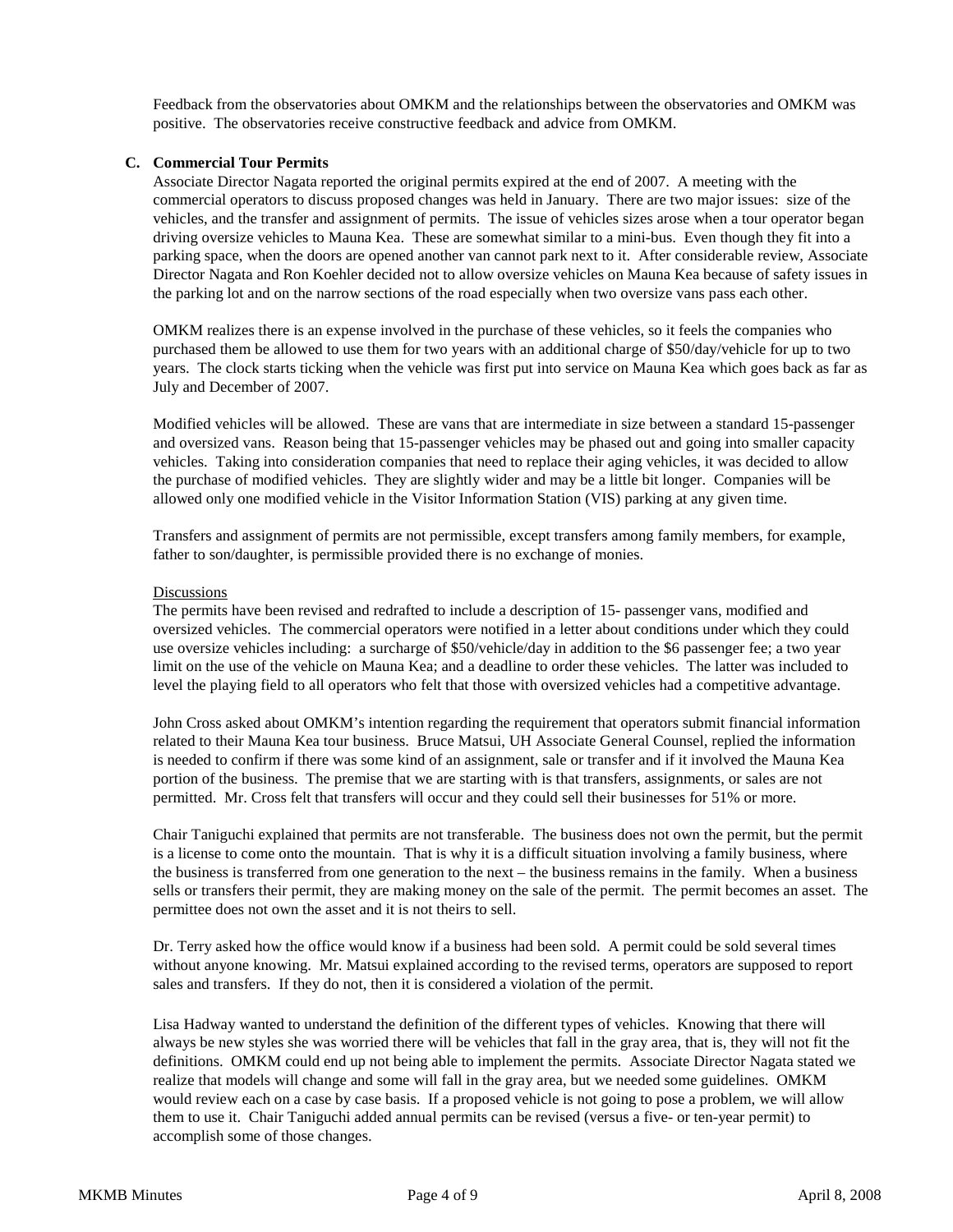Feedback from the observatories about OMKM and the relationships between the observatories and OMKM was positive. The observatories receive constructive feedback and advice from OMKM.

### C. Commercial Tour Permits

Associate Director Nagata reported the original permits expired at the end of 2007. A meeting with the commercial operators to discuss proposed changes was held in January. There are two major issues: size of the vehicles, and the transfer and assignment of permits. The issue of vehicles sizes arose when a tour operator began driving oversize vehicles to Mauna Kea. These are somewhat similar to a mini-bus. Even though they fit into a parking space, when the doors are opened another van cannot park next to it. After considerable review, Associate Director Nagata and Ron Koehler decided not to allow oversize vehicles on Mauna Kea because of safety issues in the parking lot and on the narrow sections of the road especially when two oversize vans pass each other.

OMKM realizes there is an expense involved in the purchase of these vehicles, so it feels the companies who purchased them be allowed to use them for two years with an additional charge of $50/day/vehicle for up to two years. The clock starts ticking when the vehicle was first put into service on Mauna Kea which goes back as far as July and December of 2007.

Modified vehicles will be allowed. These are vans that are intermediate in size between a standard 15-passenger and oversized vans. Reason being that 15-passenger vehicles may be phased out and going into smaller capacity vehicles. Taking into consideration companies that need to replace their aging vehicles, it was decided to allow the purchase of modified vehicles. They are slightly wider and may be a little bit longer. Companies will be allowed only one modified vehicle in the Visitor Information Station (VIS) parking at any given time.

Transfers and assignment of permits are not permissible, except transfers among family members, for example, father to son/daughter, is permissible provided there is no exchange of monies.

Discussions

The permits have been revised and redrafted to include a description of 15- passenger vans, modified and oversized vehicles. The commercial operators were notified in a letter about conditions under which they could use oversize vehicles including: a surcharge of $50/vehicle/day in addition to the $6 passenger fee; a two year limit on the use of the vehicle on Mauna Kea; and a deadline to order these vehicles. The latter was included to level the playing field to all operators who felt that those with oversized vehicles had a competitive advantage.

John Cross asked about OMKM's intention regarding the requirement that operators submit financial information related to their Mauna Kea tour business. Bruce Matsui, UH Associate General Counsel, replied the information is needed to confirm if there was some kind of an assignment, sale or transfer and if it involved the Mauna Kea portion of the business. The premise that we are starting with is that transfers, assignments, or sales are not permitted. Mr. Cross felt that transfers will occur and they could sell their businesses for 51% or more.

Chair Taniguchi explained that permits are not transferable. The business does not own the permit, but the permit is a license to come onto the mountain. That is why it is a difficult situation involving a family business, where the business is transferred from one generation to the next – the business remains in the family. When a business sells or transfers their permit, they are making money on the sale of the permit. The permit becomes an asset. The permittee does not own the asset and it is not theirs to sell.

Dr. Terry asked how the office would know if a business had been sold. A permit could be sold several times without anyone knowing. Mr. Matsui explained according to the revised terms, operators are supposed to report sales and transfers. If they do not, then it is considered a violation of the permit.

Lisa Hadway wanted to understand the definition of the different types of vehicles. Knowing that there will always be new styles she was worried there will be vehicles that fall in the gray area, that is, they will not fit the definitions. OMKM could end up not being able to implement the permits. Associate Director Nagata stated we realize that models will change and some will fall in the gray area, but we needed some guidelines. OMKM would review each on a case by case basis. If a proposed vehicle is not going to pose a problem, we will allow them to use it. Chair Taniguchi added annual permits can be revised (versus a five- or ten-year permit) to accomplish some of those changes.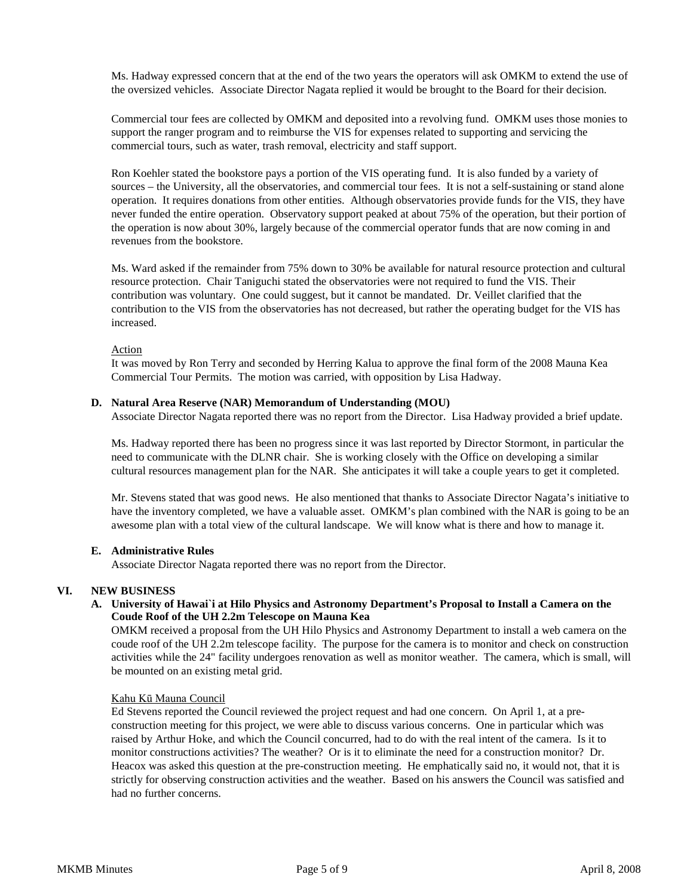Ms. Hadway expressed concern that at the end of the two years the operators will ask OMKM to extend the use of the oversized vehicles. Associate Director Nagata replied it would be brought to the Board for their decision.

Commercial tour fees are collected by OMKM and deposited into a revolving fund. OMKM uses those monies to support the ranger program and to reimburse the VIS for expenses related to supporting and servicing the commercial tours, such as water, trash removal, electricity and staff support.

Ron Koehler stated the bookstore pays a portion of the VIS operating fund. It is also funded by a variety of sources – the University, all the observatories, and commercial tour fees. It is not a self-sustaining or stand alone operation. It requires donations from other entities. Although observatories provide funds for the VIS, they have never funded the entire operation. Observatory support peaked at about 75% of the operation, but their portion of the operation is now about 30%, largely because of the commercial operator funds that are now coming in and revenues from the bookstore.

Ms. Ward asked if the remainder from 75% down to 30% be available for natural resource protection and cultural resource protection. Chair Taniguchi stated the observatories were not required to fund the VIS. Their contribution was voluntary. One could suggest, but it cannot be mandated. Dr. Veillet clarified that the contribution to the VIS from the observatories has not decreased, but rather the operating budget for the VIS has increased.

Action

It was moved by Ron Terry and seconded by Herring Kalua to approve the final form of the 2008 Mauna Kea Commercial Tour Permits. The motion was carried, with opposition by Lisa Hadway.

**D. Natural Area Reserve (NAR) Memorandum of Understanding (MOU)**

Associate Director Nagata reported there was no report from the Director. Lisa Hadway provided a brief update.

Ms. Hadway reported there has been no progress since it was last reported by Director Stormont, in particular the need to communicate with the DLNR chair. She is working closely with the Office on developing a similar cultural resources management plan for the NAR. She anticipates it will take a couple years to get it completed.

Mr. Stevens stated that was good news. He also mentioned that thanks to Associate Director Nagata's initiative to have the inventory completed, we have a valuable asset. OMKM's plan combined with the NAR is going to be an awesome plan with a total view of the cultural landscape. We will know what is there and how to manage it.

**E. Administrative Rules**

Associate Director Nagata reported there was no report from the Director.

## VI. NEW BUSINESS

**A. University of Hawai`i at Hilo Physics and Astronomy Department's Proposal to Install a Camera on the Coude Roof of the UH 2.2m Telescope on Mauna Kea**

OMKM received a proposal from the UH Hilo Physics and Astronomy Department to install a web camera on the coude roof of the UH 2.2m telescope facility. The purpose for the camera is to monitor and check on construction activities while the 24" facility undergoes renovation as well as monitor weather. The camera, which is small, will be mounted on an existing metal grid.

Kahu Kū Mauna Council

Ed Stevens reported the Council reviewed the project request and had one concern. On April 1, at a pre-construction meeting for this project, we were able to discuss various concerns. One in particular which was raised by Arthur Hoke, and which the Council concurred, had to do with the real intent of the camera. Is it to monitor constructions activities? The weather? Or is it to eliminate the need for a construction monitor? Dr. Heacox was asked this question at the pre-construction meeting. He emphatically said no, it would not, that it is strictly for observing construction activities and the weather. Based on his answers the Council was satisfied and had no further concerns.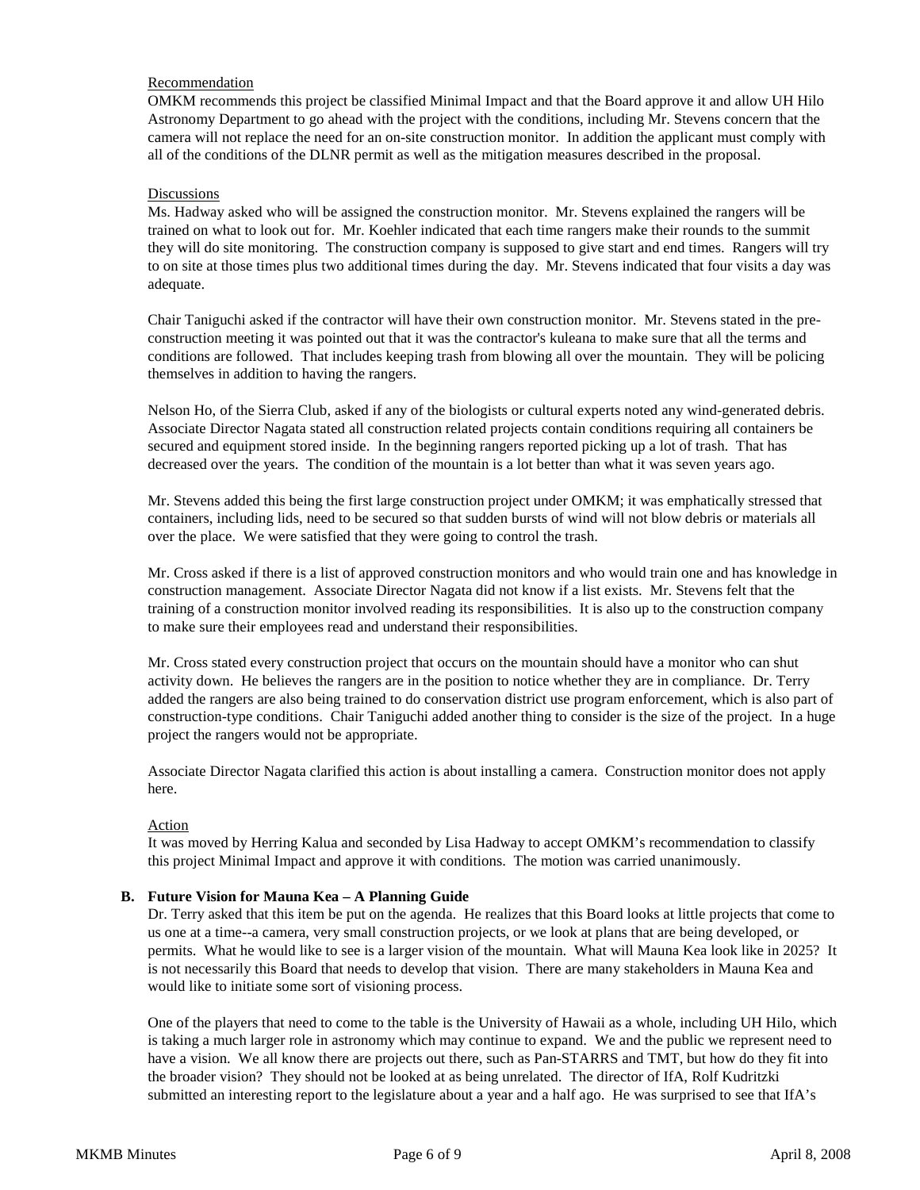Recommendation

OMKM recommends this project be classified Minimal Impact and that the Board approve it and allow UH Hilo Astronomy Department to go ahead with the project with the conditions, including Mr. Stevens concern that the camera will not replace the need for an on-site construction monitor. In addition the applicant must comply with all of the conditions of the DLNR permit as well as the mitigation measures described in the proposal.

Discussions

Ms. Hadway asked who will be assigned the construction monitor. Mr. Stevens explained the rangers will be trained on what to look out for. Mr. Koehler indicated that each time rangers make their rounds to the summit they will do site monitoring. The construction company is supposed to give start and end times. Rangers will try to on site at those times plus two additional times during the day. Mr. Stevens indicated that four visits a day was adequate.

Chair Taniguchi asked if the contractor will have their own construction monitor. Mr. Stevens stated in the pre-construction meeting it was pointed out that it was the contractor's kuleana to make sure that all the terms and conditions are followed. That includes keeping trash from blowing all over the mountain. They will be policing themselves in addition to having the rangers.

Nelson Ho, of the Sierra Club, asked if any of the biologists or cultural experts noted any wind-generated debris. Associate Director Nagata stated all construction related projects contain conditions requiring all containers be secured and equipment stored inside. In the beginning rangers reported picking up a lot of trash. That has decreased over the years. The condition of the mountain is a lot better than what it was seven years ago.

Mr. Stevens added this being the first large construction project under OMKM; it was emphatically stressed that containers, including lids, need to be secured so that sudden bursts of wind will not blow debris or materials all over the place. We were satisfied that they were going to control the trash.

Mr. Cross asked if there is a list of approved construction monitors and who would train one and has knowledge in construction management. Associate Director Nagata did not know if a list exists. Mr. Stevens felt that the training of a construction monitor involved reading its responsibilities. It is also up to the construction company to make sure their employees read and understand their responsibilities.

Mr. Cross stated every construction project that occurs on the mountain should have a monitor who can shut activity down. He believes the rangers are in the position to notice whether they are in compliance. Dr. Terry added the rangers are also being trained to do conservation district use program enforcement, which is also part of construction-type conditions. Chair Taniguchi added another thing to consider is the size of the project. In a huge project the rangers would not be appropriate.

Associate Director Nagata clarified this action is about installing a camera. Construction monitor does not apply here.

Action

It was moved by Herring Kalua and seconded by Lisa Hadway to accept OMKM's recommendation to classify this project Minimal Impact and approve it with conditions. The motion was carried unanimously.

**B. Future Vision for Mauna Kea – A Planning Guide**

Dr. Terry asked that this item be put on the agenda. He realizes that this Board looks at little projects that come to us one at a time--a camera, very small construction projects, or we look at plans that are being developed, or permits. What he would like to see is a larger vision of the mountain. What will Mauna Kea look like in 2025? It is not necessarily this Board that needs to develop that vision. There are many stakeholders in Mauna Kea and would like to initiate some sort of visioning process.

One of the players that need to come to the table is the University of Hawaii as a whole, including UH Hilo, which is taking a much larger role in astronomy which may continue to expand. We and the public we represent need to have a vision. We all know there are projects out there, such as Pan-STARRS and TMT, but how do they fit into the broader vision? They should not be looked at as being unrelated. The director of IfA, Rolf Kudritzki submitted an interesting report to the legislature about a year and a half ago. He was surprised to see that IfA's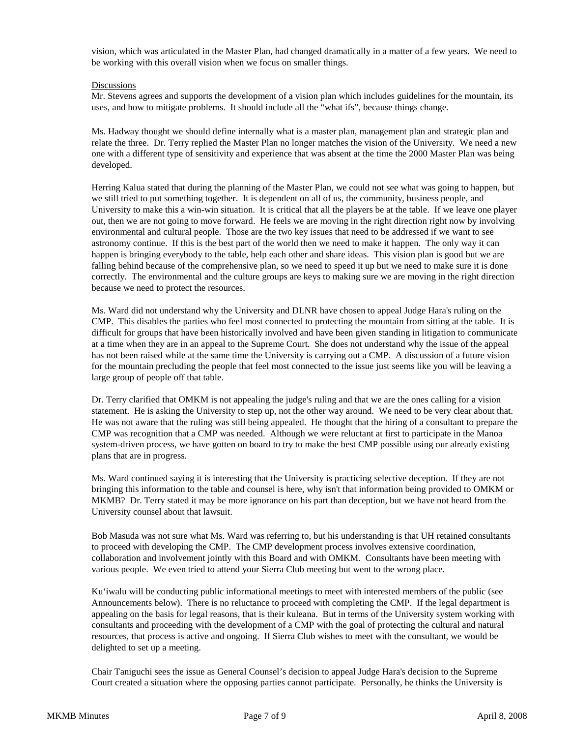vision, which was articulated in the Master Plan, had changed dramatically in a matter of a few years. We need to be working with this overall vision when we focus on smaller things.

<u>Discussions</u>
Mr. Stevens agrees and supports the development of a vision plan which includes guidelines for the mountain, its uses, and how to mitigate problems. It should include all the "what ifs", because things change.

Ms. Hadway thought we should define internally what is a master plan, management plan and strategic plan and relate the three. Dr. Terry replied the Master Plan no longer matches the vision of the University. We need a new one with a different type of sensitivity and experience that was absent at the time the 2000 Master Plan was being developed.

Herring Kalua stated that during the planning of the Master Plan, we could not see what was going to happen, but we still tried to put something together. It is dependent on all of us, the community, business people, and University to make this a win-win situation. It is critical that all the players be at the table. If we leave one player out, then we are not going to move forward. He feels we are moving in the right direction right now by involving environmental and cultural people. Those are the two key issues that need to be addressed if we want to see astronomy continue. If this is the best part of the world then we need to make it happen. The only way it can happen is bringing everybody to the table, help each other and share ideas. This vision plan is good but we are falling behind because of the comprehensive plan, so we need to speed it up but we need to make sure it is done correctly. The environmental and the culture groups are keys to making sure we are moving in the right direction because we need to protect the resources.

Ms. Ward did not understand why the University and DLNR have chosen to appeal Judge Hara's ruling on the CMP. This disables the parties who feel most connected to protecting the mountain from sitting at the table. It is difficult for groups that have been historically involved and have been given standing in litigation to communicate at a time when they are in an appeal to the Supreme Court. She does not understand why the issue of the appeal has not been raised while at the same time the University is carrying out a CMP. A discussion of a future vision for the mountain precluding the people that feel most connected to the issue just seems like you will be leaving a large group of people off that table.

Dr. Terry clarified that OMKM is not appealing the judge's ruling and that we are the ones calling for a vision statement. He is asking the University to step up, not the other way around. We need to be very clear about that. He was not aware that the ruling was still being appealed. He thought that the hiring of a consultant to prepare the CMP was recognition that a CMP was needed. Although we were reluctant at first to participate in the Manoa system-driven process, we have gotten on board to try to make the best CMP possible using our already existing plans that are in progress.

Ms. Ward continued saying it is interesting that the University is practicing selective deception. If they are not bringing this information to the table and counsel is here, why isn't that information being provided to OMKM or MKMB? Dr. Terry stated it may be more ignorance on his part than deception, but we have not heard from the University counsel about that lawsuit.

Bob Masuda was not sure what Ms. Ward was referring to, but his understanding is that UH retained consultants to proceed with developing the CMP. The CMP development process involves extensive coordination, collaboration and involvement jointly with this Board and with OMKM. Consultants have been meeting with various people. We even tried to attend your Sierra Club meeting but went to the wrong place.

Ku'iwalu will be conducting public informational meetings to meet with interested members of the public (see Announcements below). There is no reluctance to proceed with completing the CMP. If the legal department is appealing on the basis for legal reasons, that is their kuleana. But in terms of the University system working with consultants and proceeding with the development of a CMP with the goal of protecting the cultural and natural resources, that process is active and ongoing. If Sierra Club wishes to meet with the consultant, we would be delighted to set up a meeting.

Chair Taniguchi sees the issue as General Counsel's decision to appeal Judge Hara's decision to the Supreme Court created a situation where the opposing parties cannot participate. Personally, he thinks the University is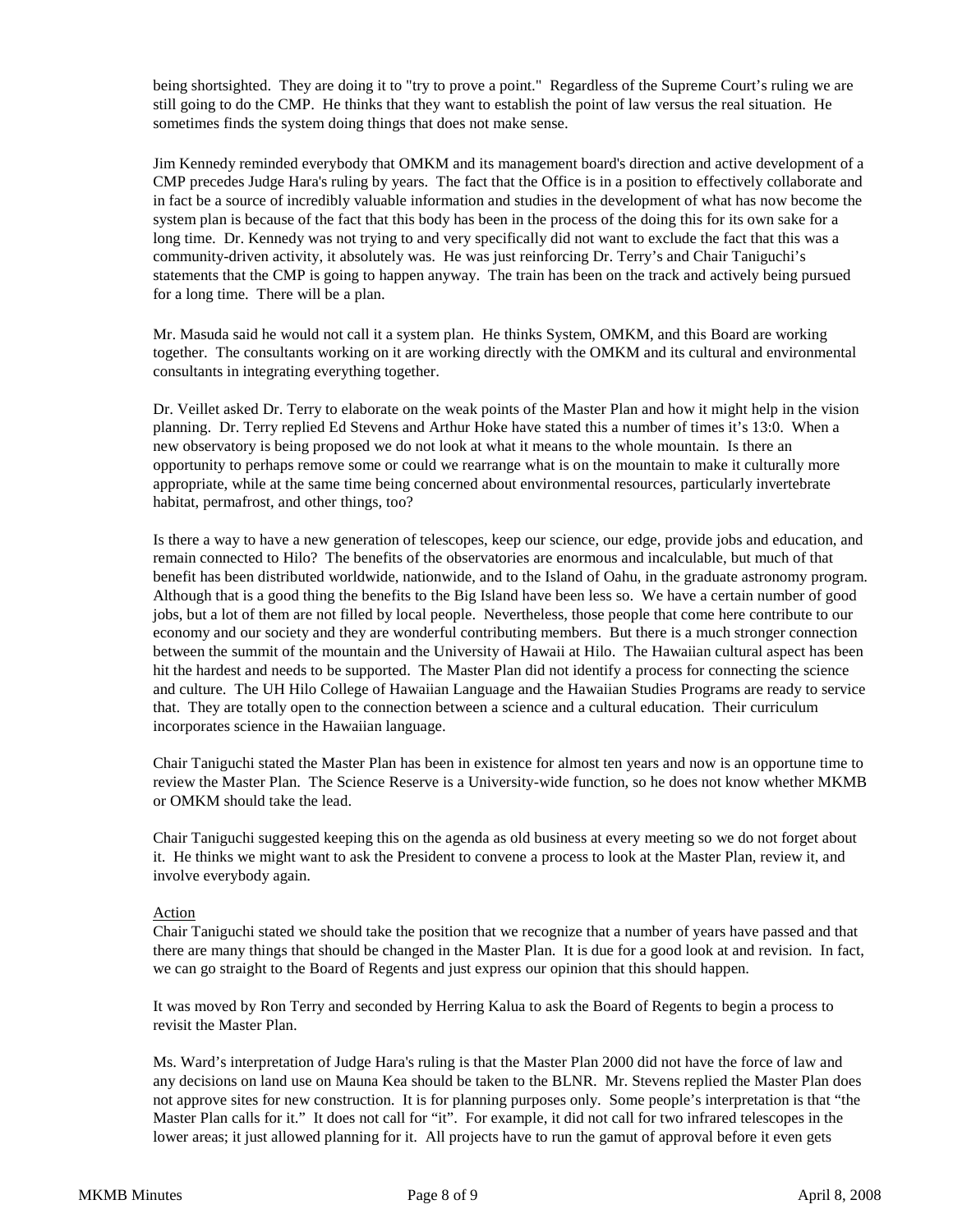being shortsighted. They are doing it to "try to prove a point." Regardless of the Supreme Court's ruling we are still going to do the CMP. He thinks that they want to establish the point of law versus the real situation. He sometimes finds the system doing things that does not make sense.

Jim Kennedy reminded everybody that OMKM and its management board's direction and active development of a CMP precedes Judge Hara's ruling by years. The fact that the Office is in a position to effectively collaborate and in fact be a source of incredibly valuable information and studies in the development of what has now become the system plan is because of the fact that this body has been in the process of the doing this for its own sake for a long time. Dr. Kennedy was not trying to and very specifically did not want to exclude the fact that this was a community-driven activity, it absolutely was. He was just reinforcing Dr. Terry's and Chair Taniguchi's statements that the CMP is going to happen anyway. The train has been on the track and actively being pursued for a long time. There will be a plan.

Mr. Masuda said he would not call it a system plan. He thinks System, OMKM, and this Board are working together. The consultants working on it are working directly with the OMKM and its cultural and environmental consultants in integrating everything together.

Dr. Veillet asked Dr. Terry to elaborate on the weak points of the Master Plan and how it might help in the vision planning. Dr. Terry replied Ed Stevens and Arthur Hoke have stated this a number of times it's 13:0. When a new observatory is being proposed we do not look at what it means to the whole mountain. Is there an opportunity to perhaps remove some or could we rearrange what is on the mountain to make it culturally more appropriate, while at the same time being concerned about environmental resources, particularly invertebrate habitat, permafrost, and other things, too?

Is there a way to have a new generation of telescopes, keep our science, our edge, provide jobs and education, and remain connected to Hilo? The benefits of the observatories are enormous and incalculable, but much of that benefit has been distributed worldwide, nationwide, and to the Island of Oahu, in the graduate astronomy program. Although that is a good thing the benefits to the Big Island have been less so. We have a certain number of good jobs, but a lot of them are not filled by local people. Nevertheless, those people that come here contribute to our economy and our society and they are wonderful contributing members. But there is a much stronger connection between the summit of the mountain and the University of Hawaii at Hilo. The Hawaiian cultural aspect has been hit the hardest and needs to be supported. The Master Plan did not identify a process for connecting the science and culture. The UH Hilo College of Hawaiian Language and the Hawaiian Studies Programs are ready to service that. They are totally open to the connection between a science and a cultural education. Their curriculum incorporates science in the Hawaiian language.

Chair Taniguchi stated the Master Plan has been in existence for almost ten years and now is an opportune time to review the Master Plan. The Science Reserve is a University-wide function, so he does not know whether MKMB or OMKM should take the lead.

Chair Taniguchi suggested keeping this on the agenda as old business at every meeting so we do not forget about it. He thinks we might want to ask the President to convene a process to look at the Master Plan, review it, and involve everybody again.

Action

Chair Taniguchi stated we should take the position that we recognize that a number of years have passed and that there are many things that should be changed in the Master Plan. It is due for a good look at and revision. In fact, we can go straight to the Board of Regents and just express our opinion that this should happen.

It was moved by Ron Terry and seconded by Herring Kalua to ask the Board of Regents to begin a process to revisit the Master Plan.

Ms. Ward's interpretation of Judge Hara's ruling is that the Master Plan 2000 did not have the force of law and any decisions on land use on Mauna Kea should be taken to the BLNR. Mr. Stevens replied the Master Plan does not approve sites for new construction. It is for planning purposes only. Some people's interpretation is that "the Master Plan calls for it." It does not call for "it". For example, it did not call for two infrared telescopes in the lower areas; it just allowed planning for it. All projects have to run the gamut of approval before it even gets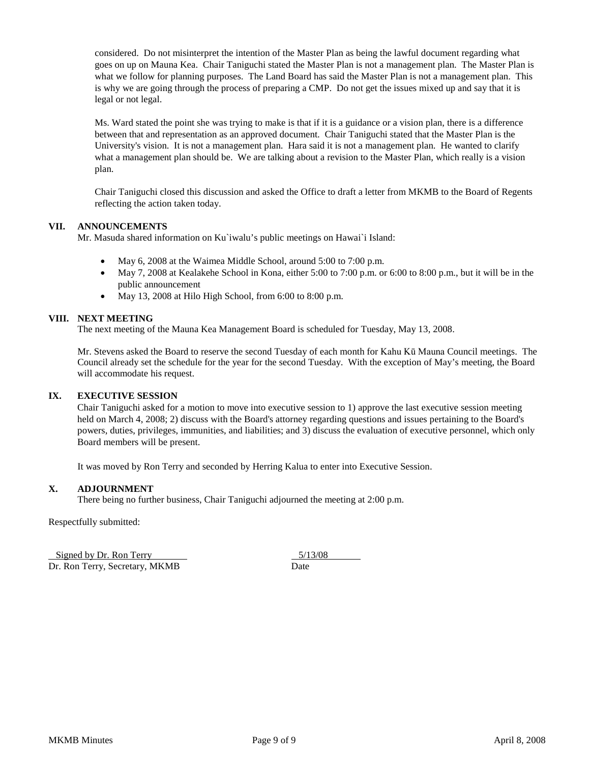considered. Do not misinterpret the intention of the Master Plan as being the lawful document regarding what goes on up on Mauna Kea. Chair Taniguchi stated the Master Plan is not a management plan. The Master Plan is what we follow for planning purposes. The Land Board has said the Master Plan is not a management plan. This is why we are going through the process of preparing a CMP. Do not get the issues mixed up and say that it is legal or not legal.

Ms. Ward stated the point she was trying to make is that if it is a guidance or a vision plan, there is a difference between that and representation as an approved document. Chair Taniguchi stated that the Master Plan is the University's vision. It is not a management plan. Hara said it is not a management plan. He wanted to clarify what a management plan should be. We are talking about a revision to the Master Plan, which really is a vision plan.

Chair Taniguchi closed this discussion and asked the Office to draft a letter from MKMB to the Board of Regents reflecting the action taken today.

## VII. ANNOUNCEMENTS

Mr. Masuda shared information on Ku`iwalu's public meetings on Hawai`i Island:

- May 6, 2008 at the Waimea Middle School, around 5:00 to 7:00 p.m.
- May 7, 2008 at Kealakehe School in Kona, either 5:00 to 7:00 p.m. or 6:00 to 8:00 p.m., but it will be in the public announcement
- May 13, 2008 at Hilo High School, from 6:00 to 8:00 p.m.

## VIII. NEXT MEETING

The next meeting of the Mauna Kea Management Board is scheduled for Tuesday, May 13, 2008.

Mr. Stevens asked the Board to reserve the second Tuesday of each month for Kahu Kū Mauna Council meetings. The Council already set the schedule for the year for the second Tuesday. With the exception of May's meeting, the Board will accommodate his request.

## IX. EXECUTIVE SESSION

Chair Taniguchi asked for a motion to move into executive session to 1) approve the last executive session meeting held on March 4, 2008; 2) discuss with the Board's attorney regarding questions and issues pertaining to the Board's powers, duties, privileges, immunities, and liabilities; and 3) discuss the evaluation of executive personnel, which only Board members will be present.

It was moved by Ron Terry and seconded by Herring Kalua to enter into Executive Session.

## X. ADJOURNMENT

There being no further business, Chair Taniguchi adjourned the meeting at 2:00 p.m.

Respectfully submitted:

Signed by Dr. Ron Terry — 5/13/08

Dr. Ron Terry, Secretary, MKMB — Date